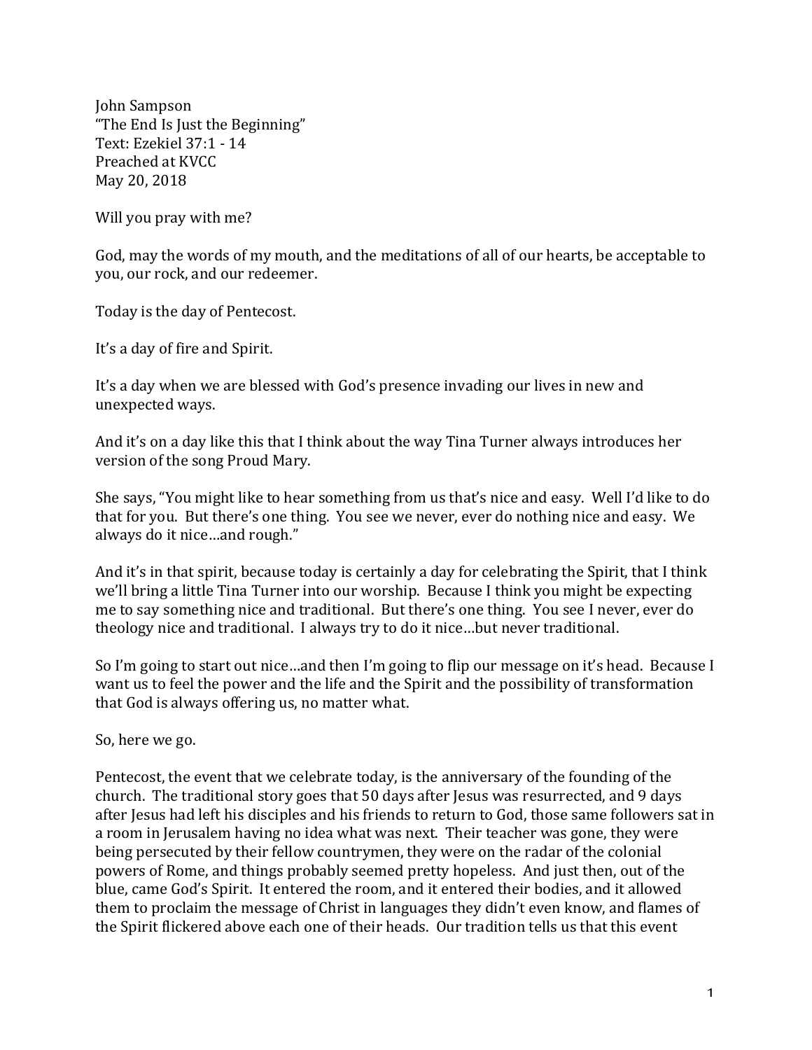John Sampson
"The End Is Just the Beginning"
Text: Ezekiel 37:1 - 14
Preached at KVCC
May 20, 2018

Will you pray with me?

God, may the words of my mouth, and the meditations of all of our hearts, be acceptable to you, our rock, and our redeemer.

Today is the day of Pentecost.

It's a day of fire and Spirit.

It's a day when we are blessed with God's presence invading our lives in new and unexpected ways.

And it's on a day like this that I think about the way Tina Turner always introduces her version of the song Proud Mary.

She says, "You might like to hear something from us that's nice and easy. Well I'd like to do that for you. But there's one thing. You see we never, ever do nothing nice and easy. We always do it nice…and rough."

And it's in that spirit, because today is certainly a day for celebrating the Spirit, that I think we'll bring a little Tina Turner into our worship. Because I think you might be expecting me to say something nice and traditional. But there's one thing. You see I never, ever do theology nice and traditional. I always try to do it nice…but never traditional.

So I'm going to start out nice…and then I'm going to flip our message on it's head. Because I want us to feel the power and the life and the Spirit and the possibility of transformation that God is always offering us, no matter what.

So, here we go.

Pentecost, the event that we celebrate today, is the anniversary of the founding of the church. The traditional story goes that 50 days after Jesus was resurrected, and 9 days after Jesus had left his disciples and his friends to return to God, those same followers sat in a room in Jerusalem having no idea what was next. Their teacher was gone, they were being persecuted by their fellow countrymen, they were on the radar of the colonial powers of Rome, and things probably seemed pretty hopeless. And just then, out of the blue, came God's Spirit. It entered the room, and it entered their bodies, and it allowed them to proclaim the message of Christ in languages they didn't even know, and flames of the Spirit flickered above each one of their heads. Our tradition tells us that this event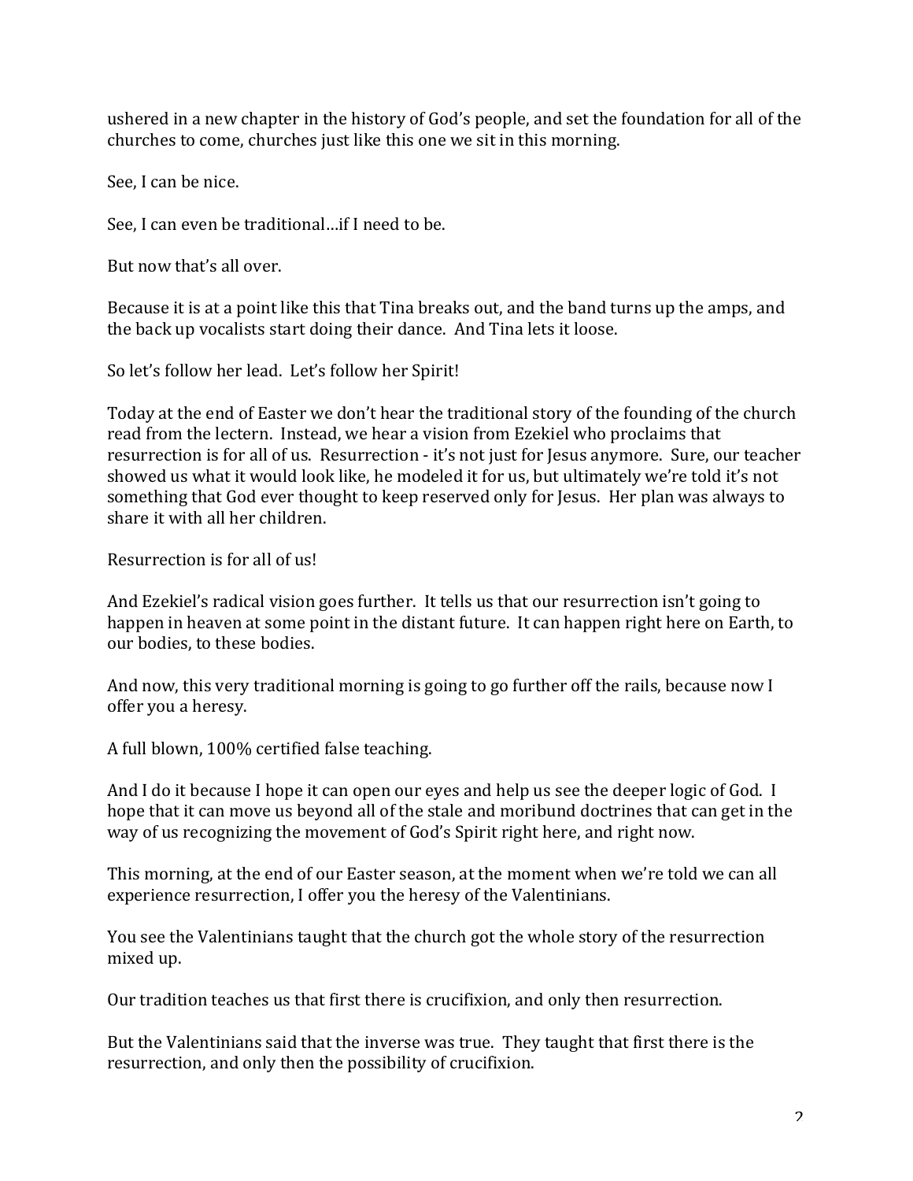ushered in a new chapter in the history of God's people, and set the foundation for all of the churches to come, churches just like this one we sit in this morning.

See, I can be nice.

See, I can even be traditional…if I need to be.

But now that's all over.

Because it is at a point like this that Tina breaks out, and the band turns up the amps, and the back up vocalists start doing their dance. And Tina lets it loose.

So let's follow her lead. Let's follow her Spirit!

Today at the end of Easter we don't hear the traditional story of the founding of the church read from the lectern. Instead, we hear a vision from Ezekiel who proclaims that resurrection is for all of us. Resurrection - it's not just for Jesus anymore. Sure, our teacher showed us what it would look like, he modeled it for us, but ultimately we're told it's not something that God ever thought to keep reserved only for Jesus. Her plan was always to share it with all her children.

Resurrection is for all of us!

And Ezekiel's radical vision goes further. It tells us that our resurrection isn't going to happen in heaven at some point in the distant future. It can happen right here on Earth, to our bodies, to these bodies.

And now, this very traditional morning is going to go further off the rails, because now I offer you a heresy.

A full blown, 100% certified false teaching.

And I do it because I hope it can open our eyes and help us see the deeper logic of God. I hope that it can move us beyond all of the stale and moribund doctrines that can get in the way of us recognizing the movement of God's Spirit right here, and right now.

This morning, at the end of our Easter season, at the moment when we're told we can all experience resurrection, I offer you the heresy of the Valentinians.

You see the Valentinians taught that the church got the whole story of the resurrection mixed up.

Our tradition teaches us that first there is crucifixion, and only then resurrection.

But the Valentinians said that the inverse was true. They taught that first there is the resurrection, and only then the possibility of crucifixion.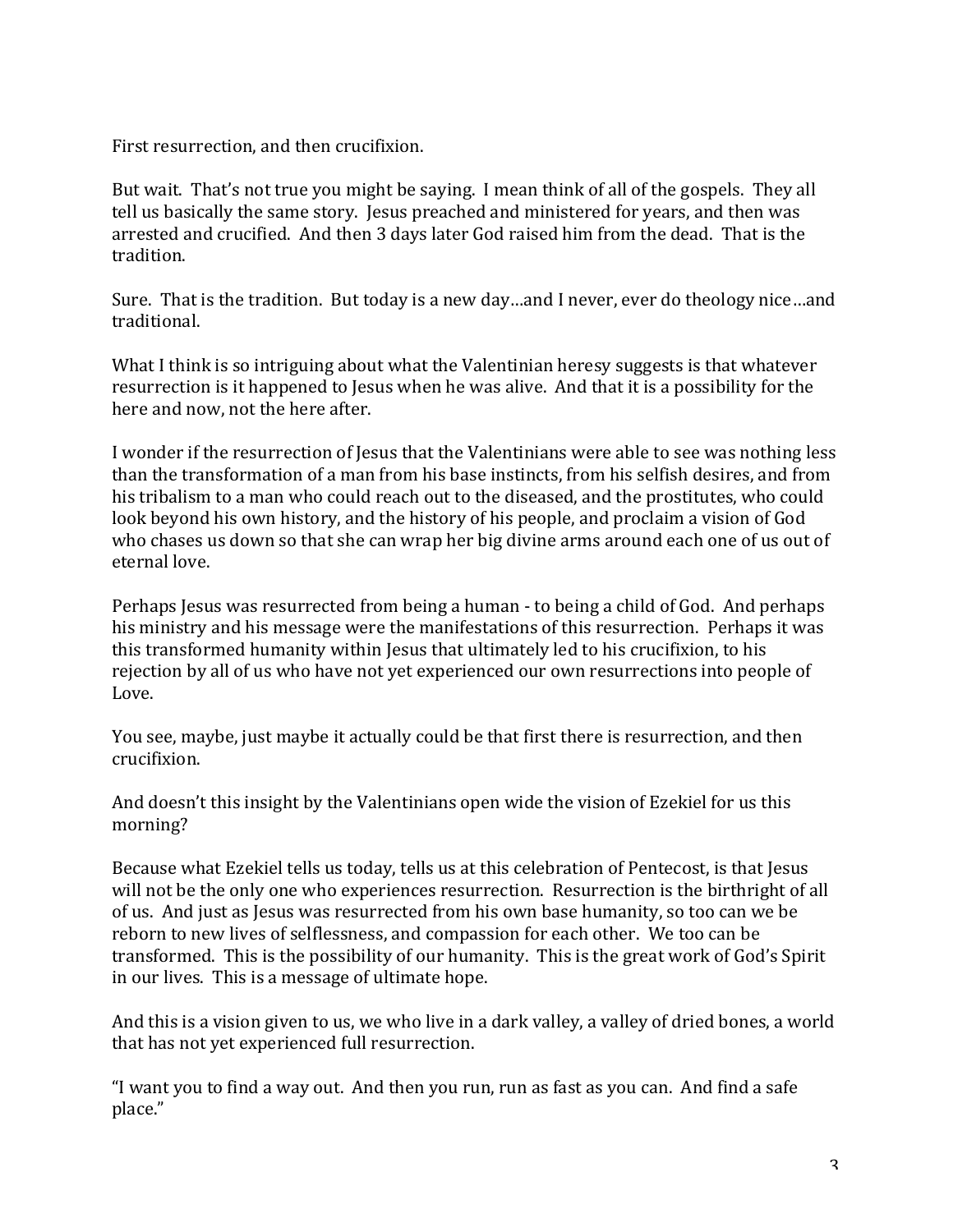First resurrection, and then crucifixion.

But wait. That's not true you might be saying. I mean think of all of the gospels. They all tell us basically the same story. Jesus preached and ministered for years, and then was arrested and crucified. And then 3 days later God raised him from the dead. That is the tradition.

Sure. That is the tradition. But today is a new day…and I never, ever do theology nice…and traditional.

What I think is so intriguing about what the Valentinian heresy suggests is that whatever resurrection is it happened to Jesus when he was alive. And that it is a possibility for the here and now, not the here after.

I wonder if the resurrection of Jesus that the Valentinians were able to see was nothing less than the transformation of a man from his base instincts, from his selfish desires, and from his tribalism to a man who could reach out to the diseased, and the prostitutes, who could look beyond his own history, and the history of his people, and proclaim a vision of God who chases us down so that she can wrap her big divine arms around each one of us out of eternal love.

Perhaps Jesus was resurrected from being a human - to being a child of God. And perhaps his ministry and his message were the manifestations of this resurrection. Perhaps it was this transformed humanity within Jesus that ultimately led to his crucifixion, to his rejection by all of us who have not yet experienced our own resurrections into people of Love.

You see, maybe, just maybe it actually could be that first there is resurrection, and then crucifixion.

And doesn't this insight by the Valentinians open wide the vision of Ezekiel for us this morning?

Because what Ezekiel tells us today, tells us at this celebration of Pentecost, is that Jesus will not be the only one who experiences resurrection. Resurrection is the birthright of all of us. And just as Jesus was resurrected from his own base humanity, so too can we be reborn to new lives of selflessness, and compassion for each other. We too can be transformed. This is the possibility of our humanity. This is the great work of God's Spirit in our lives. This is a message of ultimate hope.

And this is a vision given to us, we who live in a dark valley, a valley of dried bones, a world that has not yet experienced full resurrection.

"I want you to find a way out. And then you run, run as fast as you can. And find a safe place."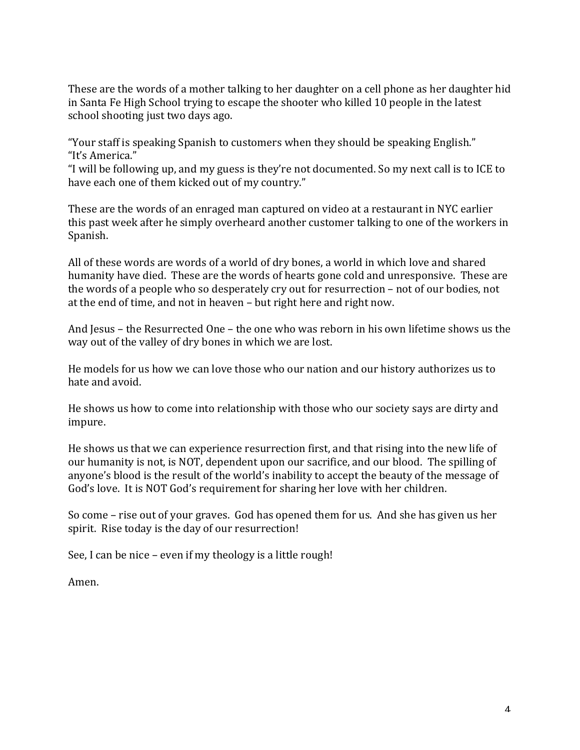These are the words of a mother talking to her daughter on a cell phone as her daughter hid in Santa Fe High School trying to escape the shooter who killed 10 people in the latest school shooting just two days ago.

"Your staff is speaking Spanish to customers when they should be speaking English."
"It's America."
"I will be following up, and my guess is they're not documented. So my next call is to ICE to have each one of them kicked out of my country."

These are the words of an enraged man captured on video at a restaurant in NYC earlier this past week after he simply overheard another customer talking to one of the workers in Spanish.

All of these words are words of a world of dry bones, a world in which love and shared humanity have died. These are the words of hearts gone cold and unresponsive. These are the words of a people who so desperately cry out for resurrection – not of our bodies, not at the end of time, and not in heaven – but right here and right now.

And Jesus – the Resurrected One – the one who was reborn in his own lifetime shows us the way out of the valley of dry bones in which we are lost.

He models for us how we can love those who our nation and our history authorizes us to hate and avoid.

He shows us how to come into relationship with those who our society says are dirty and impure.

He shows us that we can experience resurrection first, and that rising into the new life of our humanity is not, is NOT, dependent upon our sacrifice, and our blood. The spilling of anyone's blood is the result of the world's inability to accept the beauty of the message of God's love. It is NOT God's requirement for sharing her love with her children.

So come – rise out of your graves. God has opened them for us. And she has given us her spirit. Rise today is the day of our resurrection!

See, I can be nice – even if my theology is a little rough!

Amen.